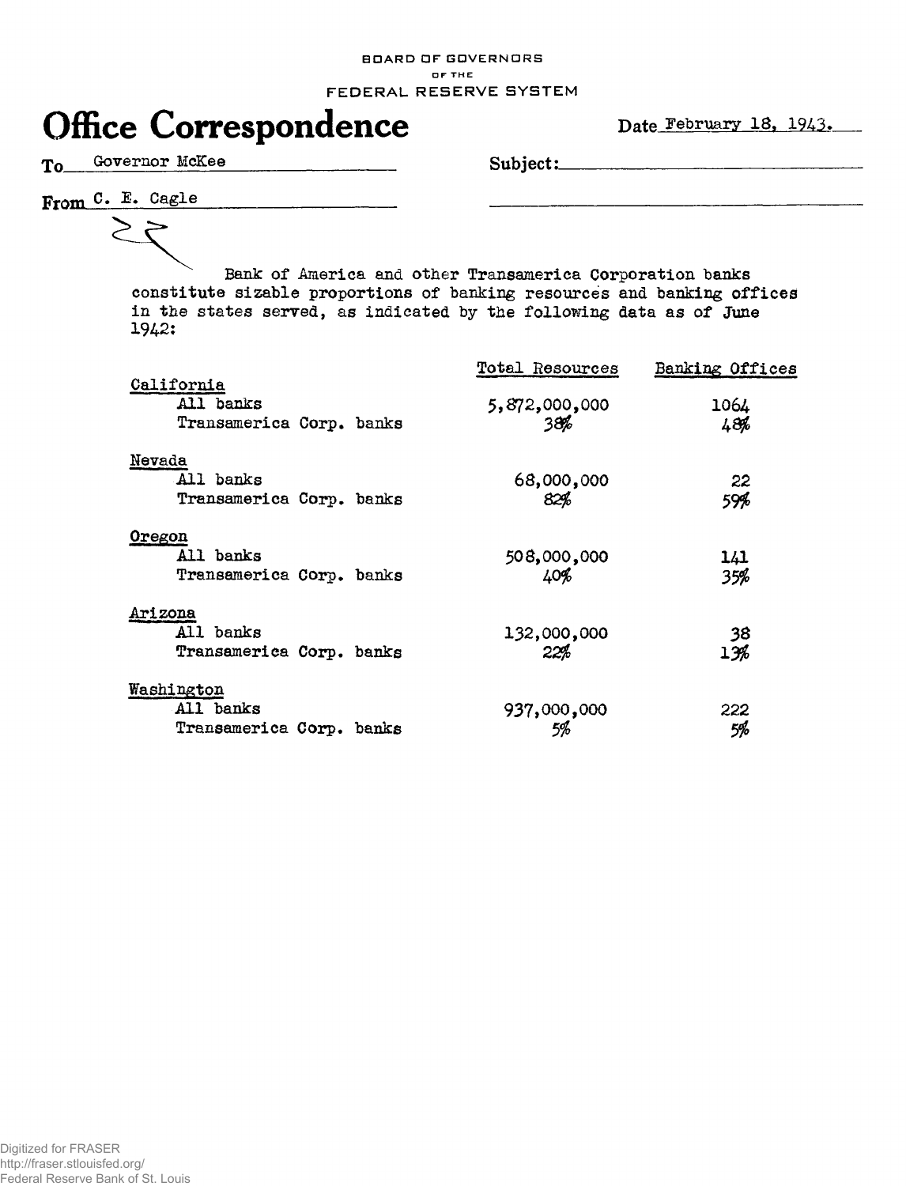BOARD OF GOVERNORS
OF THE
FEDERAL RESERVE SYSTEM

# Office Correspondence

Date February 18, 1943.

To Governor McKee

Subject:

From C. E. Cagle

Bank of America and other Transamerica Corporation banks constitute sizable proportions of banking resources and banking offices in the states served, as indicated by the following data as of June 1942:

| | Total Resources | Banking Offices |
|---|---|---|
| **California** | | |
| All banks | 5,872,000,000 | 1064 |
| Transamerica Corp. banks | 38% | 48% |
| **Nevada** | | |
| All banks | 68,000,000 | 22 |
| Transamerica Corp. banks | 82% | 59% |
| **Oregon** | | |
| All banks | 508,000,000 | 141 |
| Transamerica Corp. banks | 40% | 35% |
| **Arizona** | | |
| All banks | 132,000,000 | 38 |
| Transamerica Corp. banks | 22% | 13% |
| **Washington** | | |
| All banks | 937,000,000 | 222 |
| Transamerica Corp. banks | 5% | 5% |

Digitized for FRASER
http://fraser.stlouisfed.org/
Federal Reserve Bank of St. Louis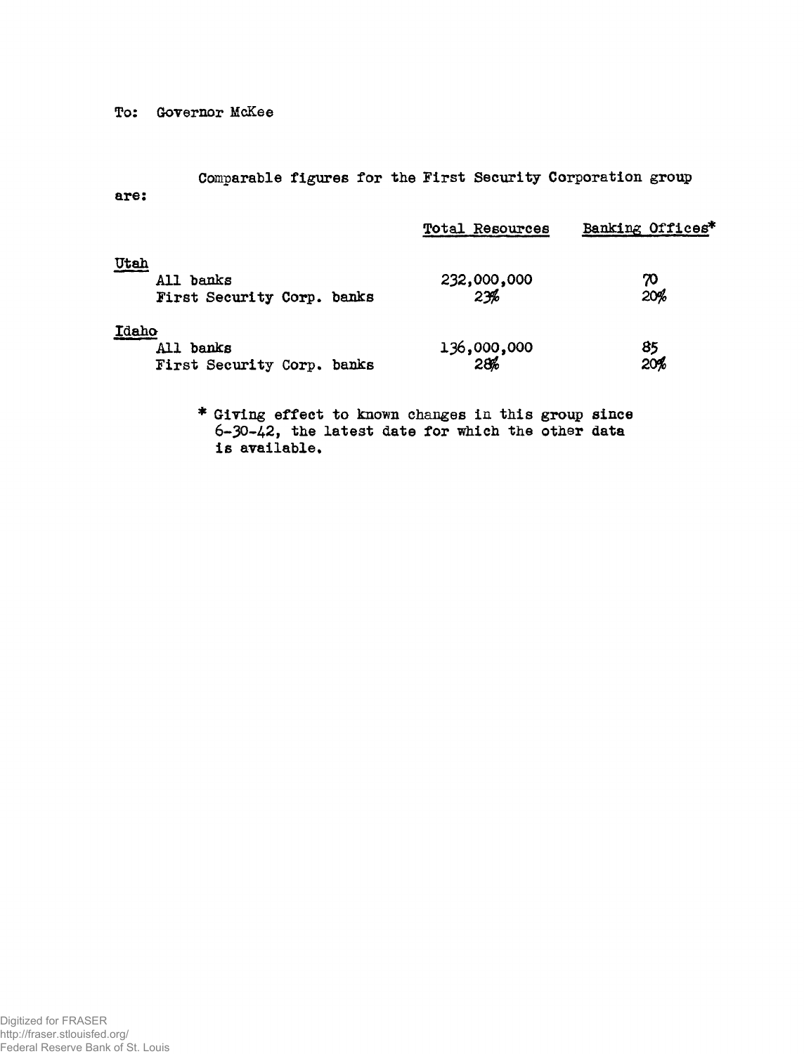To: Governor McKee

Comparable figures for the First Security Corporation group are:

| | Total Resources | Banking Offices* |
|---|---|---|
| **Utah** | | |
| All banks | 232,000,000 | 70 |
| First Security Corp. banks | 23% | 20% |
| **Idaho** | | |
| All banks | 136,000,000 | 85 |
| First Security Corp. banks | 28% | 20% |

* Giving effect to known changes in this group since 6-30-42, the latest date for which the other data is available.